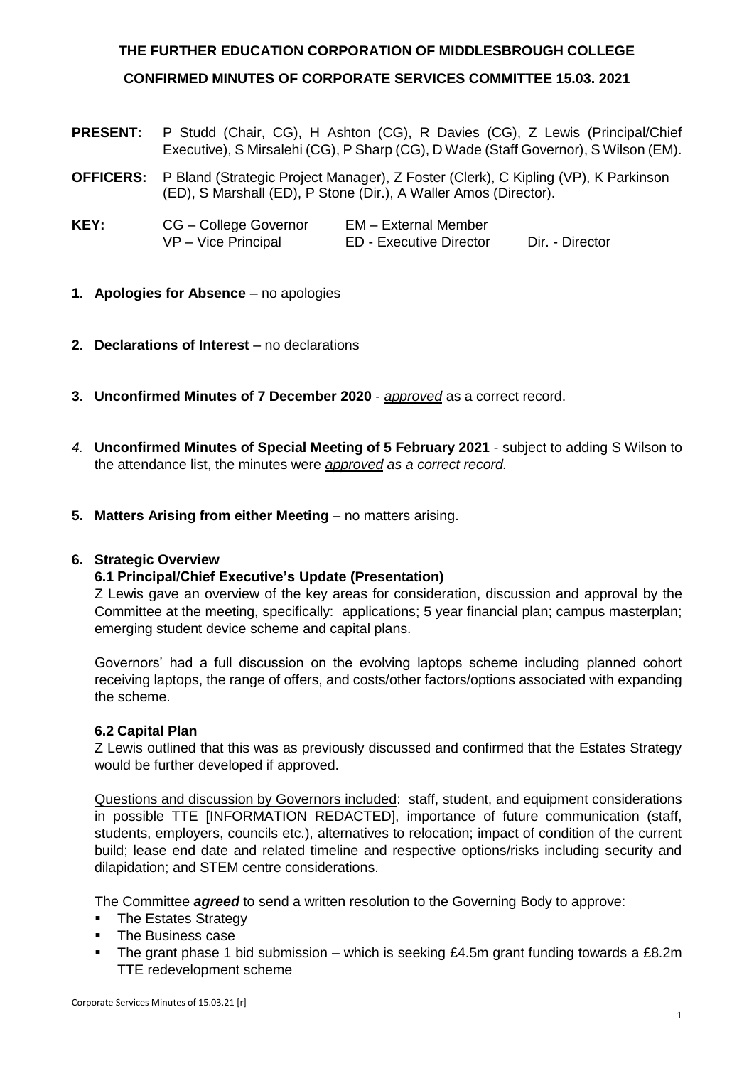**THE FURTHER EDUCATION CORPORATION OF MIDDLESBROUGH COLLEGE**

**CONFIRMED MINUTES OF CORPORATE SERVICES COMMITTEE 15.03. 2021**

**PRESENT:** P Studd (Chair, CG), H Ashton (CG), R Davies (CG), Z Lewis (Principal/Chief Executive), S Mirsalehi (CG), P Sharp (CG), D Wade (Staff Governor), S Wilson (EM).

**OFFICERS:** P Bland (Strategic Project Manager), Z Foster (Clerk), C Kipling (VP), K Parkinson (ED), S Marshall (ED), P Stone (Dir.), A Waller Amos (Director).

| **KEY:** | CG – College Governor | EM – External Member | |
|---|---|---|---|
| | VP – Vice Principal | ED - Executive Director | Dir. - Director |

1. **Apologies for Absence** – no apologies

2. **Declarations of Interest** – no declarations

3. **Unconfirmed Minutes of 7 December 2020** - *approved* as a correct record.

4. **Unconfirmed Minutes of Special Meeting of 5 February 2021** - subject to adding S Wilson to the attendance list, the minutes were *approved as a correct record.*

5. **Matters Arising from either Meeting** – no matters arising.

**6. Strategic Overview**

**6.1 Principal/Chief Executive's Update (Presentation)**

Z Lewis gave an overview of the key areas for consideration, discussion and approval by the Committee at the meeting, specifically: applications; 5 year financial plan; campus masterplan; emerging student device scheme and capital plans.

Governors' had a full discussion on the evolving laptops scheme including planned cohort receiving laptops, the range of offers, and costs/other factors/options associated with expanding the scheme.

**6.2 Capital Plan**

Z Lewis outlined that this was as previously discussed and confirmed that the Estates Strategy would be further developed if approved.

Questions and discussion by Governors included: staff, student, and equipment considerations in possible TTE [INFORMATION REDACTED], importance of future communication (staff, students, employers, councils etc.), alternatives to relocation; impact of condition of the current build; lease end date and related timeline and respective options/risks including security and dilapidation; and STEM centre considerations.

The Committee ***agreed*** to send a written resolution to the Governing Body to approve:

- The Estates Strategy
- The Business case
- The grant phase 1 bid submission – which is seeking £4.5m grant funding towards a £8.2m TTE redevelopment scheme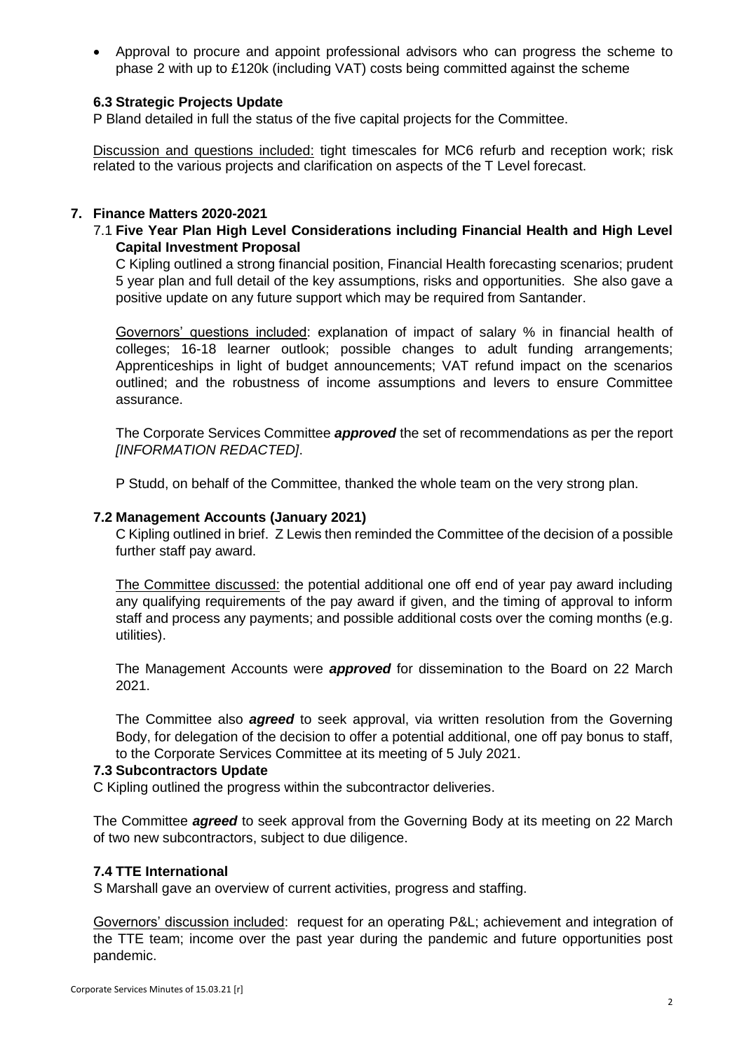- Approval to procure and appoint professional advisors who can progress the scheme to phase 2 with up to £120k (including VAT) costs being committed against the scheme

### 6.3 Strategic Projects Update

P Bland detailed in full the status of the five capital projects for the Committee.

Discussion and questions included: tight timescales for MC6 refurb and reception work; risk related to the various projects and clarification on aspects of the T Level forecast.

## 7. Finance Matters 2020-2021

### 7.1 Five Year Plan High Level Considerations including Financial Health and High Level Capital Investment Proposal

C Kipling outlined a strong financial position, Financial Health forecasting scenarios; prudent 5 year plan and full detail of the key assumptions, risks and opportunities. She also gave a positive update on any future support which may be required from Santander.

Governors' questions included: explanation of impact of salary % in financial health of colleges; 16-18 learner outlook; possible changes to adult funding arrangements; Apprenticeships in light of budget announcements; VAT refund impact on the scenarios outlined; and the robustness of income assumptions and levers to ensure Committee assurance.

The Corporate Services Committee ***approved*** the set of recommendations as per the report *[INFORMATION REDACTED]*.

P Studd, on behalf of the Committee, thanked the whole team on the very strong plan.

### 7.2 Management Accounts (January 2021)

C Kipling outlined in brief. Z Lewis then reminded the Committee of the decision of a possible further staff pay award.

The Committee discussed: the potential additional one off end of year pay award including any qualifying requirements of the pay award if given, and the timing of approval to inform staff and process any payments; and possible additional costs over the coming months (e.g. utilities).

The Management Accounts were ***approved*** for dissemination to the Board on 22 March 2021.

The Committee also ***agreed*** to seek approval, via written resolution from the Governing Body, for delegation of the decision to offer a potential additional, one off pay bonus to staff, to the Corporate Services Committee at its meeting of 5 July 2021.

### 7.3 Subcontractors Update

C Kipling outlined the progress within the subcontractor deliveries.

The Committee ***agreed*** to seek approval from the Governing Body at its meeting on 22 March of two new subcontractors, subject to due diligence.

### 7.4 TTE International

S Marshall gave an overview of current activities, progress and staffing.

Governors' discussion included: request for an operating P&L; achievement and integration of the TTE team; income over the past year during the pandemic and future opportunities post pandemic.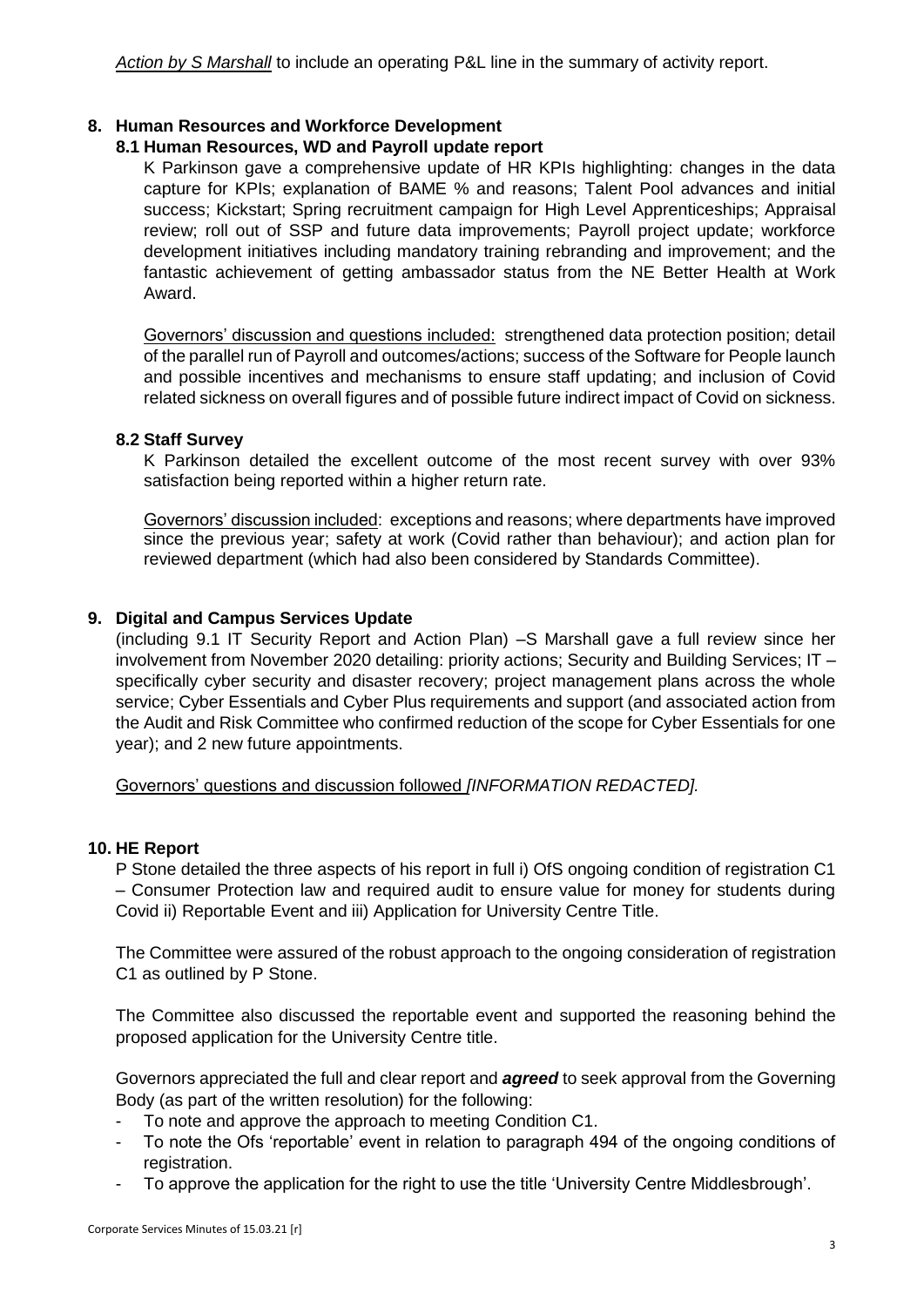*Action by S Marshall* to include an operating P&L line in the summary of activity report.

## 8. Human Resources and Workforce Development

### 8.1 Human Resources, WD and Payroll update report

K Parkinson gave a comprehensive update of HR KPIs highlighting: changes in the data capture for KPIs; explanation of BAME % and reasons; Talent Pool advances and initial success; Kickstart; Spring recruitment campaign for High Level Apprenticeships; Appraisal review; roll out of SSP and future data improvements; Payroll project update; workforce development initiatives including mandatory training rebranding and improvement; and the fantastic achievement of getting ambassador status from the NE Better Health at Work Award.

Governors' discussion and questions included: strengthened data protection position; detail of the parallel run of Payroll and outcomes/actions; success of the Software for People launch and possible incentives and mechanisms to ensure staff updating; and inclusion of Covid related sickness on overall figures and of possible future indirect impact of Covid on sickness.

### 8.2 Staff Survey

K Parkinson detailed the excellent outcome of the most recent survey with over 93% satisfaction being reported within a higher return rate.

Governors' discussion included: exceptions and reasons; where departments have improved since the previous year; safety at work (Covid rather than behaviour); and action plan for reviewed department (which had also been considered by Standards Committee).

## 9. Digital and Campus Services Update

(including 9.1 IT Security Report and Action Plan) –S Marshall gave a full review since her involvement from November 2020 detailing: priority actions; Security and Building Services; IT – specifically cyber security and disaster recovery; project management plans across the whole service; Cyber Essentials and Cyber Plus requirements and support (and associated action from the Audit and Risk Committee who confirmed reduction of the scope for Cyber Essentials for one year); and 2 new future appointments.

Governors' questions and discussion followed *[INFORMATION REDACTED].*

## 10. HE Report

P Stone detailed the three aspects of his report in full i) OfS ongoing condition of registration C1 – Consumer Protection law and required audit to ensure value for money for students during Covid ii) Reportable Event and iii) Application for University Centre Title.

The Committee were assured of the robust approach to the ongoing consideration of registration C1 as outlined by P Stone.

The Committee also discussed the reportable event and supported the reasoning behind the proposed application for the University Centre title.

Governors appreciated the full and clear report and ***agreed*** to seek approval from the Governing Body (as part of the written resolution) for the following:

- To note and approve the approach to meeting Condition C1.
- To note the Ofs 'reportable' event in relation to paragraph 494 of the ongoing conditions of registration.
- To approve the application for the right to use the title 'University Centre Middlesbrough'.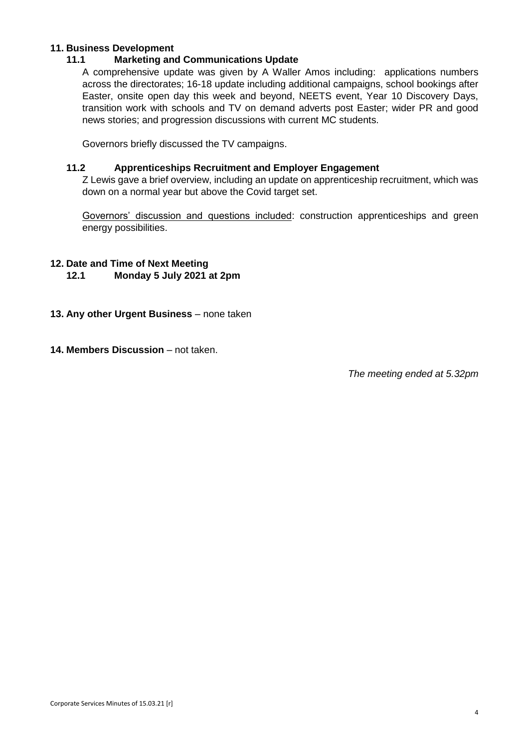## 11. Business Development

### 11.1 Marketing and Communications Update

A comprehensive update was given by A Waller Amos including: applications numbers across the directorates; 16-18 update including additional campaigns, school bookings after Easter, onsite open day this week and beyond, NEETS event, Year 10 Discovery Days, transition work with schools and TV on demand adverts post Easter; wider PR and good news stories; and progression discussions with current MC students.

Governors briefly discussed the TV campaigns.

### 11.2 Apprenticeships Recruitment and Employer Engagement

Z Lewis gave a brief overview, including an update on apprenticeship recruitment, which was down on a normal year but above the Covid target set.

Governors' discussion and questions included: construction apprenticeships and green energy possibilities.

## 12. Date and Time of Next Meeting

### 12.1 Monday 5 July 2021 at 2pm

**13. Any other Urgent Business** – none taken

**14. Members Discussion** – not taken.

*The meeting ended at 5.32pm*